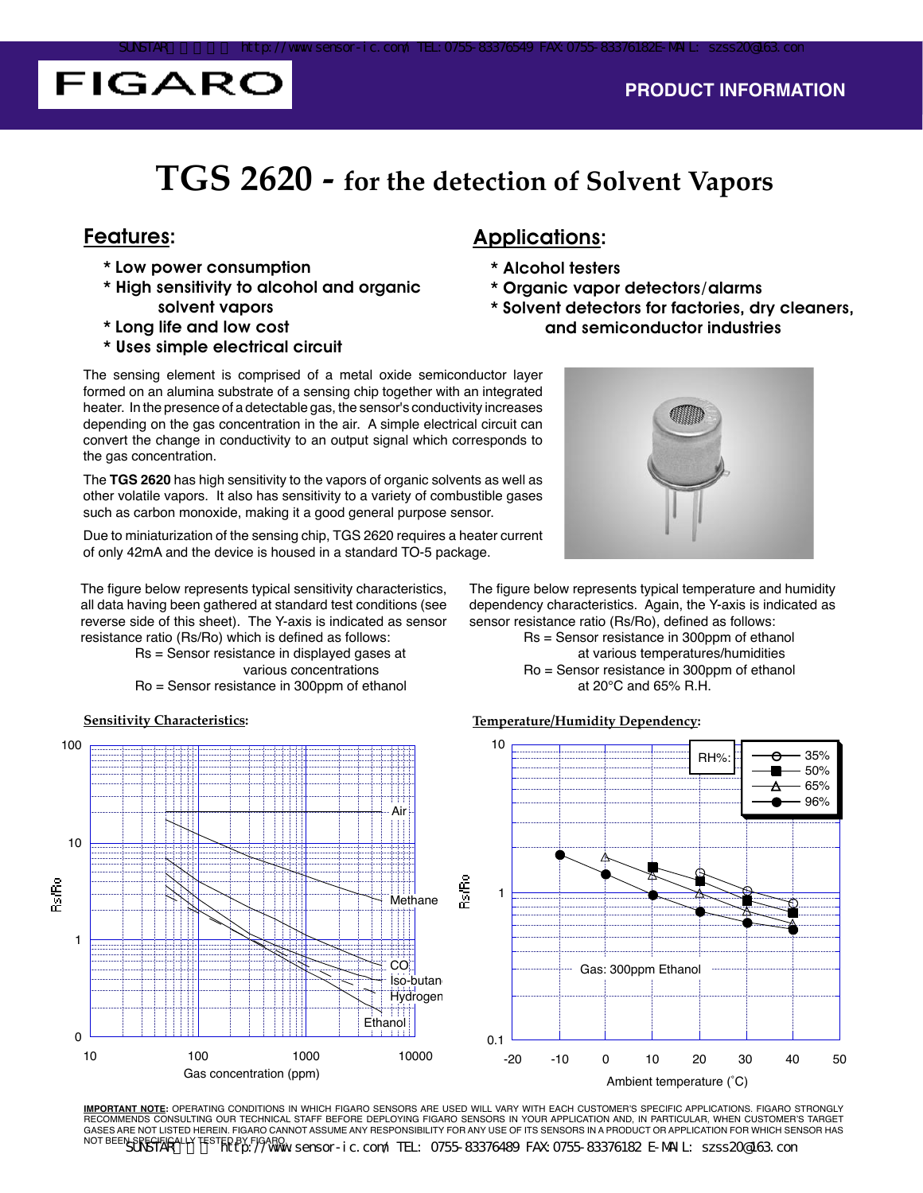FIGARO

PRODUCT INFORMATION

# TGS 2620 - for the detection of Solvent Vapors

## Features:

* Low power consumption
* High sensitivity to alcohol and organic solvent vapors
* Long life and low cost
* Uses simple electrical circuit

## Applications:

* Alcohol testers
* Organic vapor detectors/alarms
* Solvent detectors for factories, dry cleaners, and semiconductor industries

The sensing element is comprised of a metal oxide semiconductor layer formed on an alumina substrate of a sensing chip together with an integrated heater. In the presence of a detectable gas, the sensor's conductivity increases depending on the gas concentration in the air. A simple electrical circuit can convert the change in conductivity to an output signal which corresponds to the gas concentration.

The **TGS 2620** has high sensitivity to the vapors of organic solvents as well as other volatile vapors. It also has sensitivity to a variety of combustible gases such as carbon monoxide, making it a good general purpose sensor.

Due to miniaturization of the sensing chip, TGS 2620 requires a heater current of only 42mA and the device is housed in a standard TO-5 package.

The figure below represents typical sensitivity characteristics, all data having been gathered at standard test conditions (see reverse side of this sheet). The Y-axis is indicated as sensor resistance ratio (Rs/Ro) which is defined as follows:

Rs = Sensor resistance in displayed gases at various concentrations
Ro = Sensor resistance in 300ppm of ethanol

The figure below represents typical temperature and humidity dependency characteristics. Again, the Y-axis is indicated as sensor resistance ratio (Rs/Ro), defined as follows:

Rs = Sensor resistance in 300ppm of ethanol at various temperatures/humidities
Ro = Sensor resistance in 300ppm of ethanol at 20°C and 65% R.H.

**Sensitivity Characteristics:**

**Temperature/Humidity Dependency:**

**IMPORTANT NOTE:** OPERATING CONDITIONS IN WHICH FIGARO SENSORS ARE USED WILL VARY WITH EACH CUSTOMER'S SPECIFIC APPLICATIONS. FIGARO STRONGLY RECOMMENDS CONSULTING OUR TECHNICAL STAFF BEFORE DEPLOYING FIGARO SENSORS IN YOUR APPLICATION AND, IN PARTICULAR, WHEN CUSTOMER'S TARGET GASES ARE NOT LISTED HEREIN. FIGARO CANNOT ASSUME ANY RESPONSIBILITY FOR ANY USE OF ITS SENSORS IN A PRODUCT OR APPLICATION FOR WHICH SENSOR HAS NOT BEEN SPECIFICALLY TESTED BY FIGARO.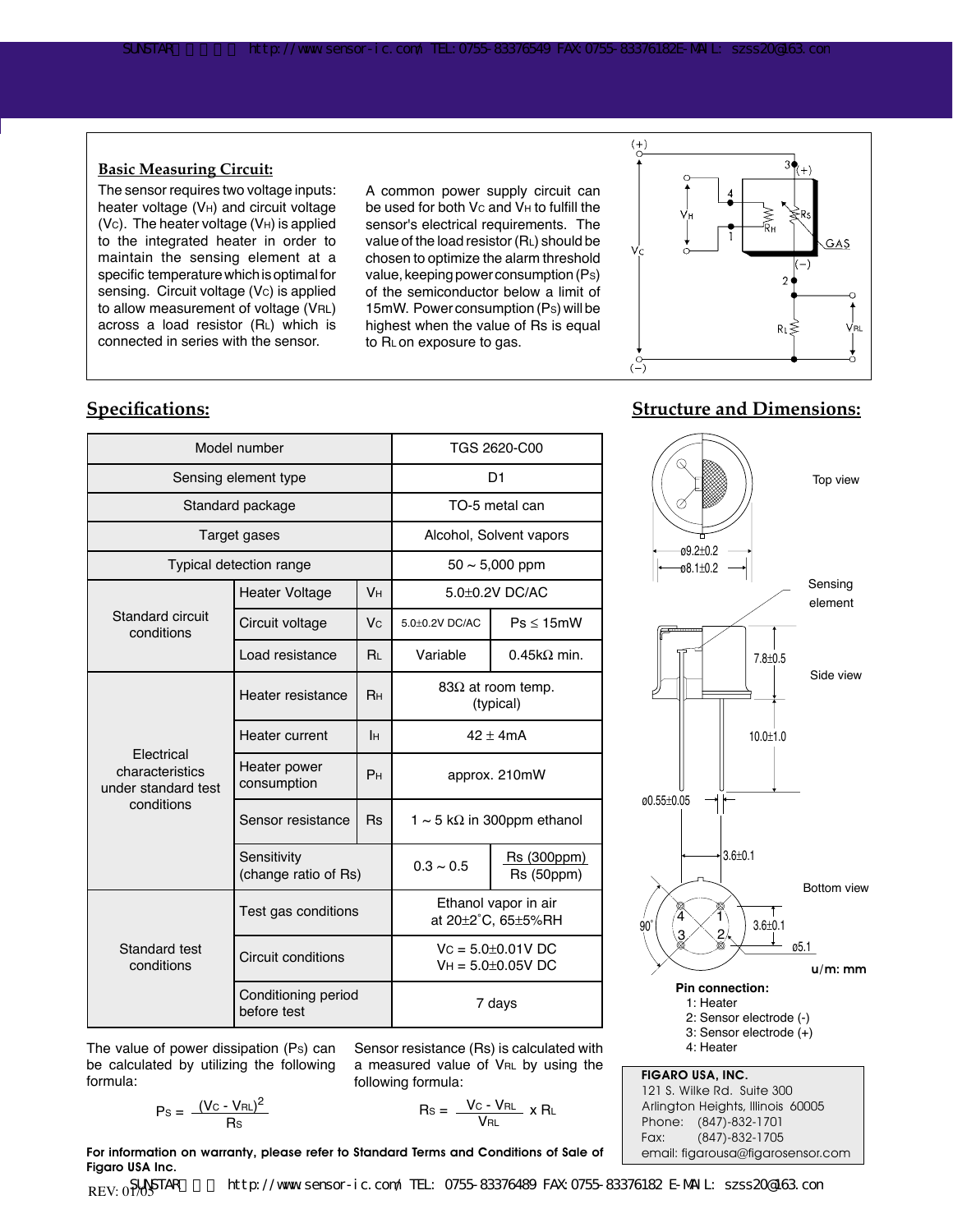## Basic Measuring Circuit:

The sensor requires two voltage inputs: heater voltage ($V_H$) and circuit voltage ($V_C$). The heater voltage ($V_H$) is applied to the integrated heater in order to maintain the sensing element at a specific temperature which is optimal for sensing. Circuit voltage ($V_C$) is applied to allow measurement of voltage ($V_{RL}$) across a load resistor ($R_L$) which is connected in series with the sensor.

A common power supply circuit can be used for both $V_C$ and $V_H$ to fulfill the sensor's electrical requirements. The value of the load resistor ($R_L$) should be chosen to optimize the alarm threshold value, keeping power consumption ($P_S$) of the semiconductor below a limit of 15mW. Power consumption ($P_S$) will be highest when the value of Rs is equal to $R_L$ on exposure to gas.

(+)
3
(+)
4
$V_H$
$R_H$
$R_S$
1
GAS
$V_C$
(−)
2
$R_L$
$V_{RL}$
(−)

## Specifications:

| | | | | |
|---|---|---|---|---|
| Model number | | | TGS 2620-C00 | |
| Sensing element type | | | D1 | |
| Standard package | | | TO-5 metal can | |
| Target gases | | | Alcohol, Solvent vapors | |
| Typical detection range | | | 50 ~ 5,000 ppm | |
| Standard circuit conditions | Heater Voltage | $V_H$ | 5.0±0.2V DC/AC | |
| | Circuit voltage | $V_C$ | 5.0±0.2V DC/AC | Ps ≤ 15mW |
| | Load resistance | $R_L$ | Variable | 0.45kΩ min. |
| Electrical characteristics under standard test conditions | Heater resistance | $R_H$ | 83Ω at room temp. (typical) | |
| | Heater current | $I_H$ | 42 ± 4mA | |
| | Heater power consumption | $P_H$ | approx. 210mW | |
| | Sensor resistance | Rs | 1 ~ 5 kΩ in 300ppm ethanol | |
| | Sensitivity (change ratio of Rs) | | 0.3 ~ 0.5 | Rs (300ppm) / Rs (50ppm) |
| Standard test conditions | Test gas conditions | | Ethanol vapor in air at 20±2°C, 65±5%RH | |
| | Circuit conditions | | $V_C$ = 5.0±0.01V DC<br>$V_H$ = 5.0±0.05V DC | |
| | Conditioning period before test | | 7 days | |

The value of power dissipation ($P_S$) can be calculated by utilizing the following formula:

$$P_S = \frac{(V_C - V_{RL})^2}{R_S}$$

Sensor resistance (Rs) is calculated with a measured value of $V_{RL}$ by using the following formula:

$$R_S = \frac{V_C - V_{RL}}{V_{RL}} \times R_L$$

**For information on warranty, please refer to Standard Terms and Conditions of Sale of Figaro USA Inc.**

## Structure and Dimensions:

Top view
ø9.2±0.2
ø8.1±0.2
Sensing element
7.8±0.5
Side view
10.0±1.0
ø0.55±0.05
3.6±0.1
Bottom view
90°
4
1
3
2
3.6±0.1
ø5.1
u/m: mm

**Pin connection:**
1: Heater
2: Sensor electrode (-)
3: Sensor electrode (+)
4: Heater

**FIGARO USA, INC.**
121 S. Wilke Rd. Suite 300
Arlington Heights, Illinois 60005
Phone: (847)-832-1701
Fax: (847)-832-1705
email: figarousa@figarosensor.com

REV: 01/05